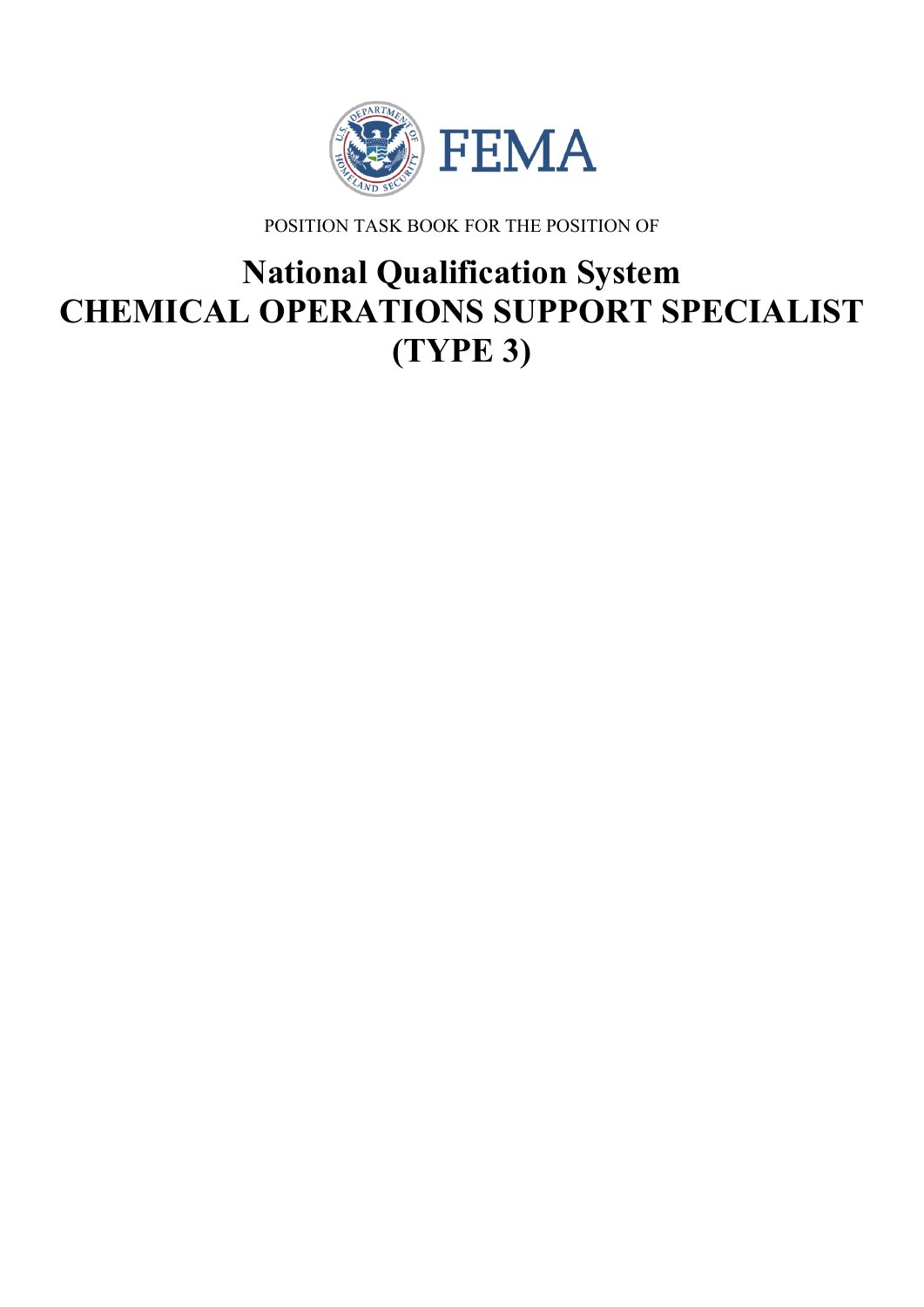FEMA

POSITION TASK BOOK FOR THE POSITION OF

# National Qualification System
# CHEMICAL OPERATIONS SUPPORT SPECIALIST (TYPE 3)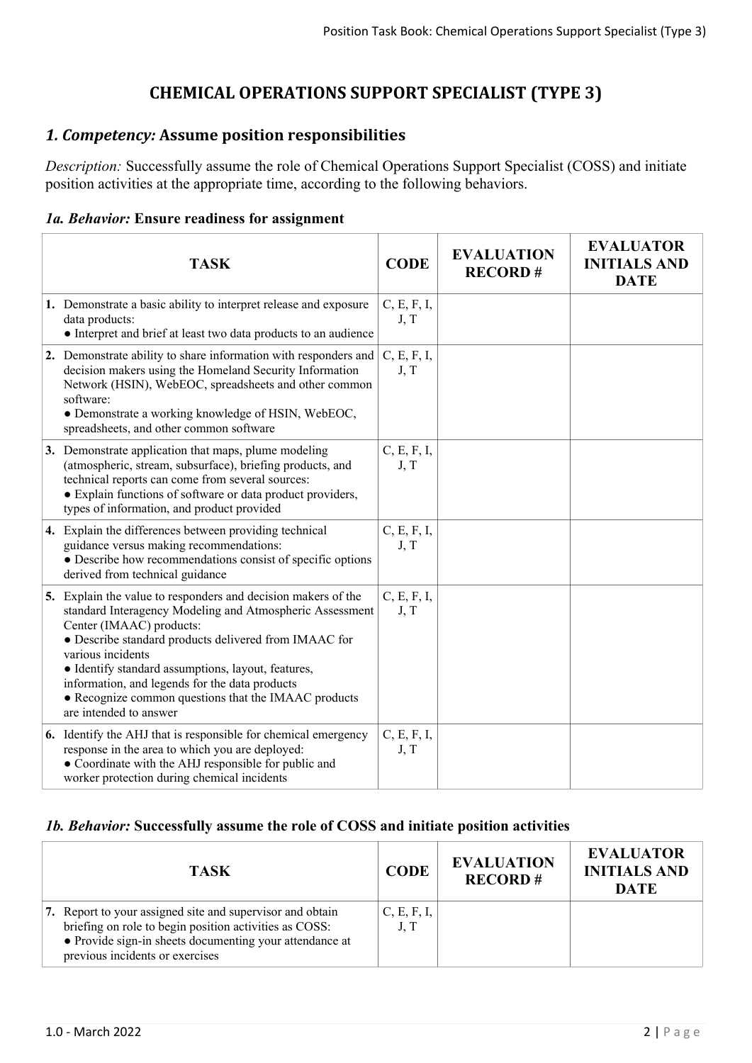# CHEMICAL OPERATIONS SUPPORT SPECIALIST (TYPE 3)

## *1. Competency:* Assume position responsibilities

*Description:* Successfully assume the role of Chemical Operations Support Specialist (COSS) and initiate position activities at the appropriate time, according to the following behaviors.

### *1a. Behavior:* Ensure readiness for assignment

| TASK | CODE | EVALUATION RECORD # | EVALUATOR INITIALS AND DATE |
|---|---|---|---|
| **1.** Demonstrate a basic ability to interpret release and exposure data products:<br>● Interpret and brief at least two data products to an audience | C, E, F, I, J, T | | |
| **2.** Demonstrate ability to share information with responders and decision makers using the Homeland Security Information Network (HSIN), WebEOC, spreadsheets and other common software:<br>● Demonstrate a working knowledge of HSIN, WebEOC, spreadsheets, and other common software | C, E, F, I, J, T | | |
| **3.** Demonstrate application that maps, plume modeling (atmospheric, stream, subsurface), briefing products, and technical reports can come from several sources:<br>● Explain functions of software or data product providers, types of information, and product provided | C, E, F, I, J, T | | |
| **4.** Explain the differences between providing technical guidance versus making recommendations:<br>● Describe how recommendations consist of specific options derived from technical guidance | C, E, F, I, J, T | | |
| **5.** Explain the value to responders and decision makers of the standard Interagency Modeling and Atmospheric Assessment Center (IMAAC) products:<br>● Describe standard products delivered from IMAAC for various incidents<br>● Identify standard assumptions, layout, features, information, and legends for the data products<br>● Recognize common questions that the IMAAC products are intended to answer | C, E, F, I, J, T | | |
| **6.** Identify the AHJ that is responsible for chemical emergency response in the area to which you are deployed:<br>● Coordinate with the AHJ responsible for public and worker protection during chemical incidents | C, E, F, I, J, T | | |

### *1b. Behavior:* Successfully assume the role of COSS and initiate position activities

| TASK | CODE | EVALUATION RECORD # | EVALUATOR INITIALS AND DATE |
|---|---|---|---|
| **7.** Report to your assigned site and supervisor and obtain briefing on role to begin position activities as COSS:<br>● Provide sign-in sheets documenting your attendance at previous incidents or exercises | C, E, F, I, J, T | | |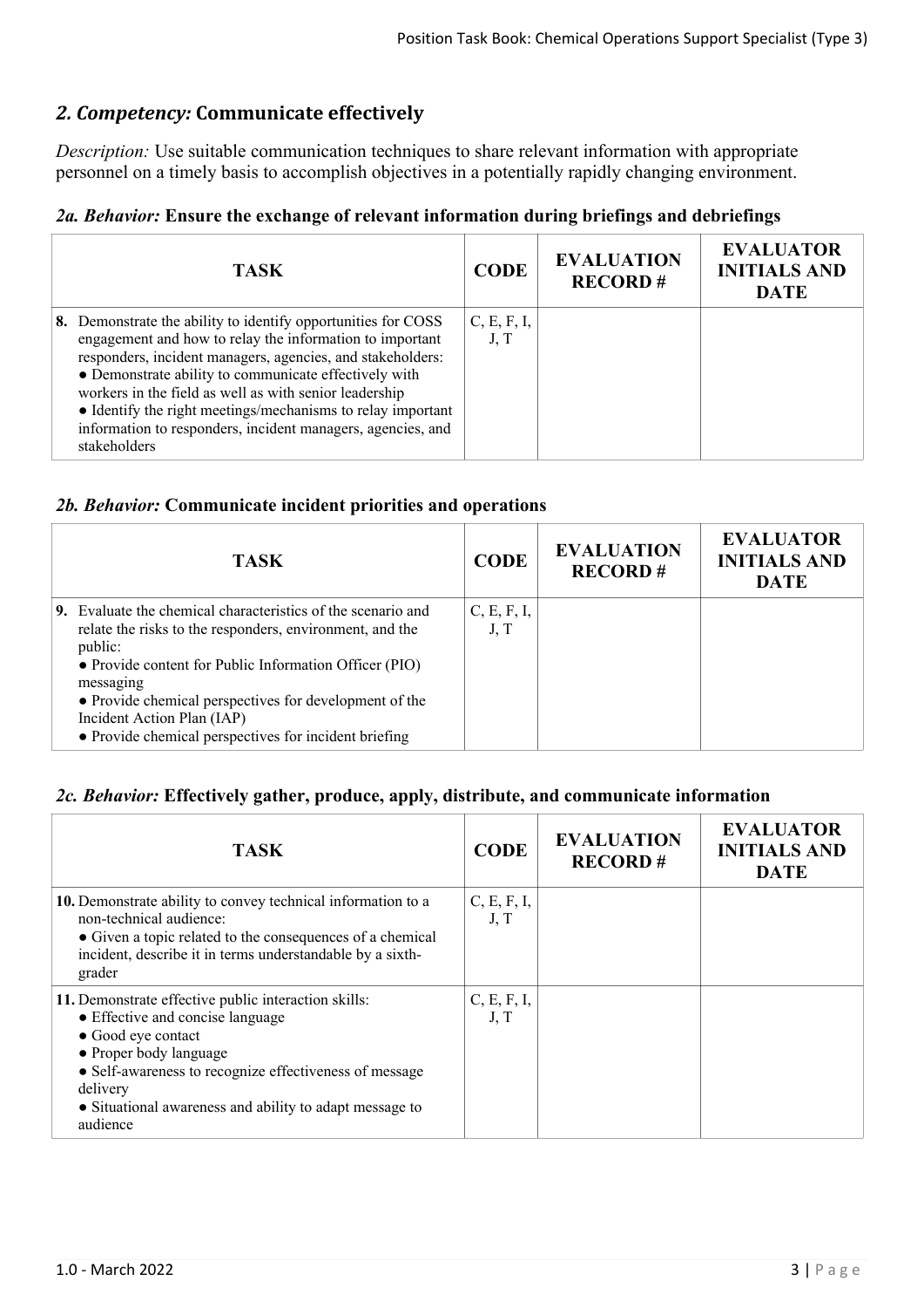## *2. Competency:* Communicate effectively

*Description:* Use suitable communication techniques to share relevant information with appropriate personnel on a timely basis to accomplish objectives in a potentially rapidly changing environment.

### *2a. Behavior:* Ensure the exchange of relevant information during briefings and debriefings

| TASK | CODE | EVALUATION RECORD # | EVALUATOR INITIALS AND DATE |
|---|---|---|---|
| **8.** Demonstrate the ability to identify opportunities for COSS engagement and how to relay the information to important responders, incident managers, agencies, and stakeholders:<br>● Demonstrate ability to communicate effectively with workers in the field as well as with senior leadership<br>● Identify the right meetings/mechanisms to relay important information to responders, incident managers, agencies, and stakeholders | C, E, F, I, J, T | | |

### *2b. Behavior:* Communicate incident priorities and operations

| TASK | CODE | EVALUATION RECORD # | EVALUATOR INITIALS AND DATE |
|---|---|---|---|
| **9.** Evaluate the chemical characteristics of the scenario and relate the risks to the responders, environment, and the public:<br>● Provide content for Public Information Officer (PIO) messaging<br>● Provide chemical perspectives for development of the Incident Action Plan (IAP)<br>● Provide chemical perspectives for incident briefing | C, E, F, I, J, T | | |

### *2c. Behavior:* Effectively gather, produce, apply, distribute, and communicate information

| TASK | CODE | EVALUATION RECORD # | EVALUATOR INITIALS AND DATE |
|---|---|---|---|
| **10.** Demonstrate ability to convey technical information to a non-technical audience:<br>● Given a topic related to the consequences of a chemical incident, describe it in terms understandable by a sixth-grader | C, E, F, I, J, T | | |
| **11.** Demonstrate effective public interaction skills:<br>● Effective and concise language<br>● Good eye contact<br>● Proper body language<br>● Self-awareness to recognize effectiveness of message delivery<br>● Situational awareness and ability to adapt message to audience | C, E, F, I, J, T | | |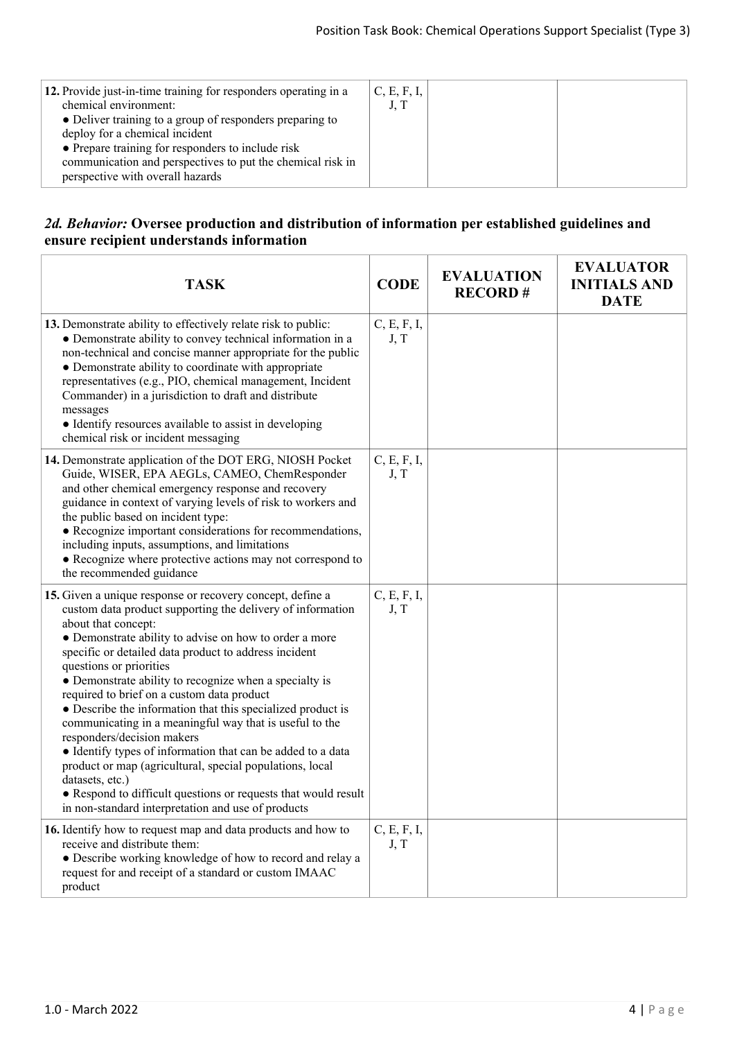| TASK | CODE | EVALUATION RECORD # | EVALUATOR INITIALS AND DATE |
|---|---|---|---|
| **12.** Provide just-in-time training for responders operating in a chemical environment:<br>● Deliver training to a group of responders preparing to deploy for a chemical incident<br>● Prepare training for responders to include risk communication and perspectives to put the chemical risk in perspective with overall hazards | C, E, F, I, J, T | | |

## *2d. Behavior:* Oversee production and distribution of information per established guidelines and ensure recipient understands information

| TASK | CODE | EVALUATION RECORD # | EVALUATOR INITIALS AND DATE |
|---|---|---|---|
| **13.** Demonstrate ability to effectively relate risk to public:<br>● Demonstrate ability to convey technical information in a non-technical and concise manner appropriate for the public<br>● Demonstrate ability to coordinate with appropriate representatives (e.g., PIO, chemical management, Incident Commander) in a jurisdiction to draft and distribute messages<br>● Identify resources available to assist in developing chemical risk or incident messaging | C, E, F, I, J, T | | |
| **14.** Demonstrate application of the DOT ERG, NIOSH Pocket Guide, WISER, EPA AEGLs, CAMEO, ChemResponder and other chemical emergency response and recovery guidance in context of varying levels of risk to workers and the public based on incident type:<br>● Recognize important considerations for recommendations, including inputs, assumptions, and limitations<br>● Recognize where protective actions may not correspond to the recommended guidance | C, E, F, I, J, T | | |
| **15.** Given a unique response or recovery concept, define a custom data product supporting the delivery of information about that concept:<br>● Demonstrate ability to advise on how to order a more specific or detailed data product to address incident questions or priorities<br>● Demonstrate ability to recognize when a specialty is required to brief on a custom data product<br>● Describe the information that this specialized product is communicating in a meaningful way that is useful to the responders/decision makers<br>● Identify types of information that can be added to a data product or map (agricultural, special populations, local datasets, etc.)<br>● Respond to difficult questions or requests that would result in non-standard interpretation and use of products | C, E, F, I, J, T | | |
| **16.** Identify how to request map and data products and how to receive and distribute them:<br>● Describe working knowledge of how to record and relay a request for and receipt of a standard or custom IMAAC product | C, E, F, I, J, T | | |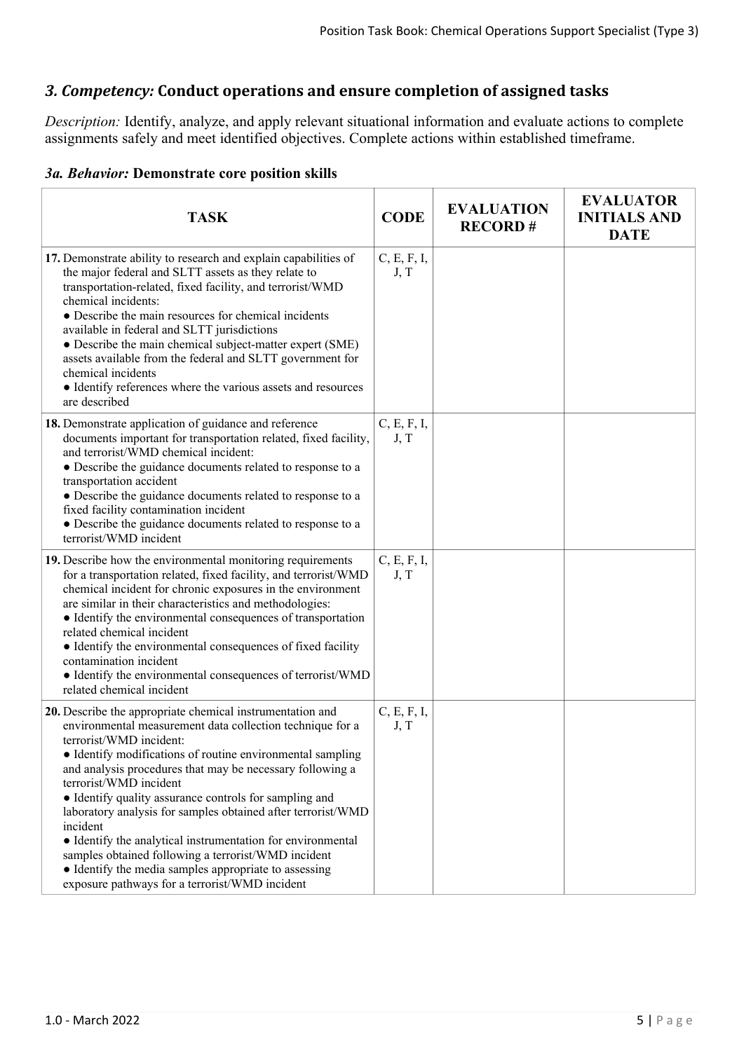## *3. Competency:* Conduct operations and ensure completion of assigned tasks

*Description:* Identify, analyze, and apply relevant situational information and evaluate actions to complete assignments safely and meet identified objectives. Complete actions within established timeframe.

### *3a. Behavior:* Demonstrate core position skills

| TASK | CODE | EVALUATION RECORD # | EVALUATOR INITIALS AND DATE |
|---|---|---|---|
| **17.** Demonstrate ability to research and explain capabilities of the major federal and SLTT assets as they relate to transportation-related, fixed facility, and terrorist/WMD chemical incidents:<br>● Describe the main resources for chemical incidents available in federal and SLTT jurisdictions<br>● Describe the main chemical subject-matter expert (SME) assets available from the federal and SLTT government for chemical incidents<br>● Identify references where the various assets and resources are described | C, E, F, I, J, T | | |
| **18.** Demonstrate application of guidance and reference documents important for transportation related, fixed facility, and terrorist/WMD chemical incident:<br>● Describe the guidance documents related to response to a transportation accident<br>● Describe the guidance documents related to response to a fixed facility contamination incident<br>● Describe the guidance documents related to response to a terrorist/WMD incident | C, E, F, I, J, T | | |
| **19.** Describe how the environmental monitoring requirements for a transportation related, fixed facility, and terrorist/WMD chemical incident for chronic exposures in the environment are similar in their characteristics and methodologies:<br>● Identify the environmental consequences of transportation related chemical incident<br>● Identify the environmental consequences of fixed facility contamination incident<br>● Identify the environmental consequences of terrorist/WMD related chemical incident | C, E, F, I, J, T | | |
| **20.** Describe the appropriate chemical instrumentation and environmental measurement data collection technique for a terrorist/WMD incident:<br>● Identify modifications of routine environmental sampling and analysis procedures that may be necessary following a terrorist/WMD incident<br>● Identify quality assurance controls for sampling and laboratory analysis for samples obtained after terrorist/WMD incident<br>● Identify the analytical instrumentation for environmental samples obtained following a terrorist/WMD incident<br>● Identify the media samples appropriate to assessing exposure pathways for a terrorist/WMD incident | C, E, F, I, J, T | | |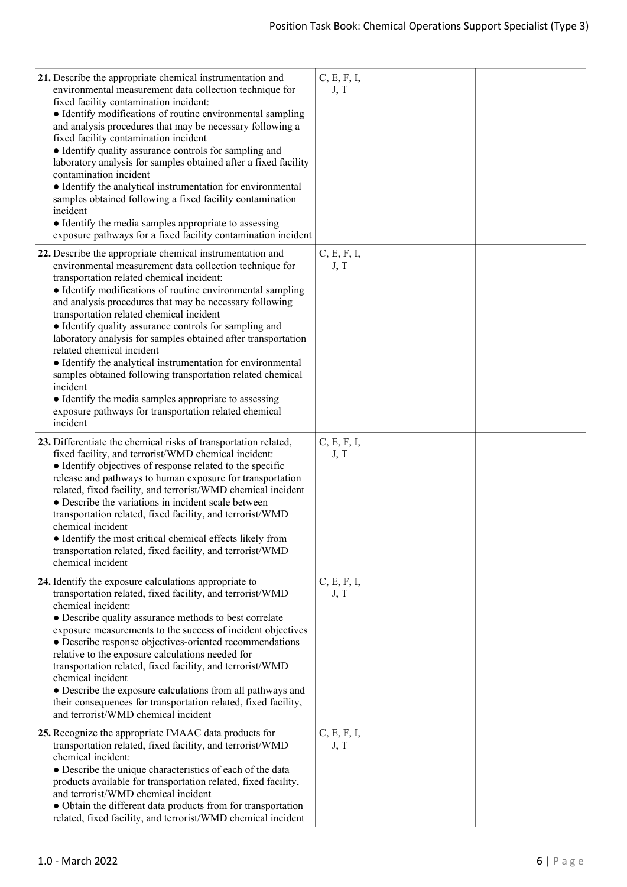| | | | |
|---|---|---|---|
| **21.** Describe the appropriate chemical instrumentation and environmental measurement data collection technique for fixed facility contamination incident:<br>● Identify modifications of routine environmental sampling and analysis procedures that may be necessary following a fixed facility contamination incident<br>● Identify quality assurance controls for sampling and laboratory analysis for samples obtained after a fixed facility contamination incident<br>● Identify the analytical instrumentation for environmental samples obtained following a fixed facility contamination incident<br>● Identify the media samples appropriate to assessing exposure pathways for a fixed facility contamination incident | C, E, F, I, J, T | | |
| **22.** Describe the appropriate chemical instrumentation and environmental measurement data collection technique for transportation related chemical incident:<br>● Identify modifications of routine environmental sampling and analysis procedures that may be necessary following transportation related chemical incident<br>● Identify quality assurance controls for sampling and laboratory analysis for samples obtained after transportation related chemical incident<br>● Identify the analytical instrumentation for environmental samples obtained following transportation related chemical incident<br>● Identify the media samples appropriate to assessing exposure pathways for transportation related chemical incident | C, E, F, I, J, T | | |
| **23.** Differentiate the chemical risks of transportation related, fixed facility, and terrorist/WMD chemical incident:<br>● Identify objectives of response related to the specific release and pathways to human exposure for transportation related, fixed facility, and terrorist/WMD chemical incident<br>● Describe the variations in incident scale between transportation related, fixed facility, and terrorist/WMD chemical incident<br>● Identify the most critical chemical effects likely from transportation related, fixed facility, and terrorist/WMD chemical incident | C, E, F, I, J, T | | |
| **24.** Identify the exposure calculations appropriate to transportation related, fixed facility, and terrorist/WMD chemical incident:<br>● Describe quality assurance methods to best correlate exposure measurements to the success of incident objectives<br>● Describe response objectives-oriented recommendations relative to the exposure calculations needed for transportation related, fixed facility, and terrorist/WMD chemical incident<br>● Describe the exposure calculations from all pathways and their consequences for transportation related, fixed facility, and terrorist/WMD chemical incident | C, E, F, I, J, T | | |
| **25.** Recognize the appropriate IMAAC data products for transportation related, fixed facility, and terrorist/WMD chemical incident:<br>● Describe the unique characteristics of each of the data products available for transportation related, fixed facility, and terrorist/WMD chemical incident<br>● Obtain the different data products from for transportation related, fixed facility, and terrorist/WMD chemical incident | C, E, F, I, J, T | | |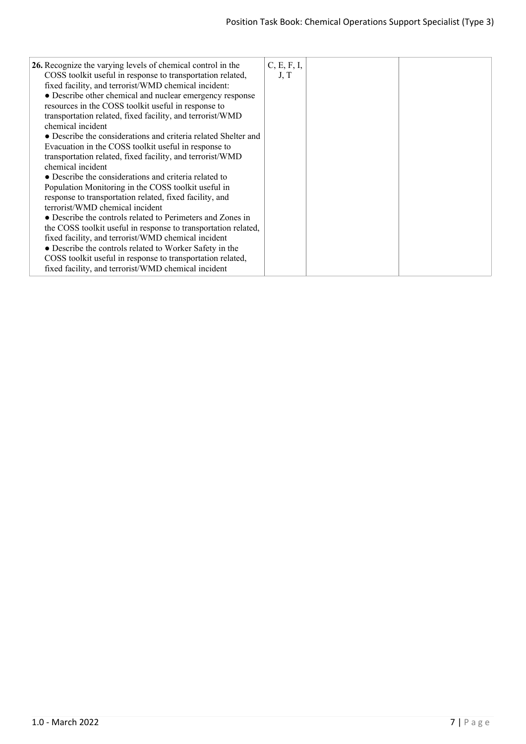| | | | |
|---|---|---|---|
| **26.** Recognize the varying levels of chemical control in the COSS toolkit useful in response to transportation related, fixed facility, and terrorist/WMD chemical incident:<br>● Describe other chemical and nuclear emergency response resources in the COSS toolkit useful in response to transportation related, fixed facility, and terrorist/WMD chemical incident<br>● Describe the considerations and criteria related Shelter and Evacuation in the COSS toolkit useful in response to transportation related, fixed facility, and terrorist/WMD chemical incident<br>● Describe the considerations and criteria related to Population Monitoring in the COSS toolkit useful in response to transportation related, fixed facility, and terrorist/WMD chemical incident<br>● Describe the controls related to Perimeters and Zones in the COSS toolkit useful in response to transportation related, fixed facility, and terrorist/WMD chemical incident<br>● Describe the controls related to Worker Safety in the COSS toolkit useful in response to transportation related, fixed facility, and terrorist/WMD chemical incident | C, E, F, I, J, T | | |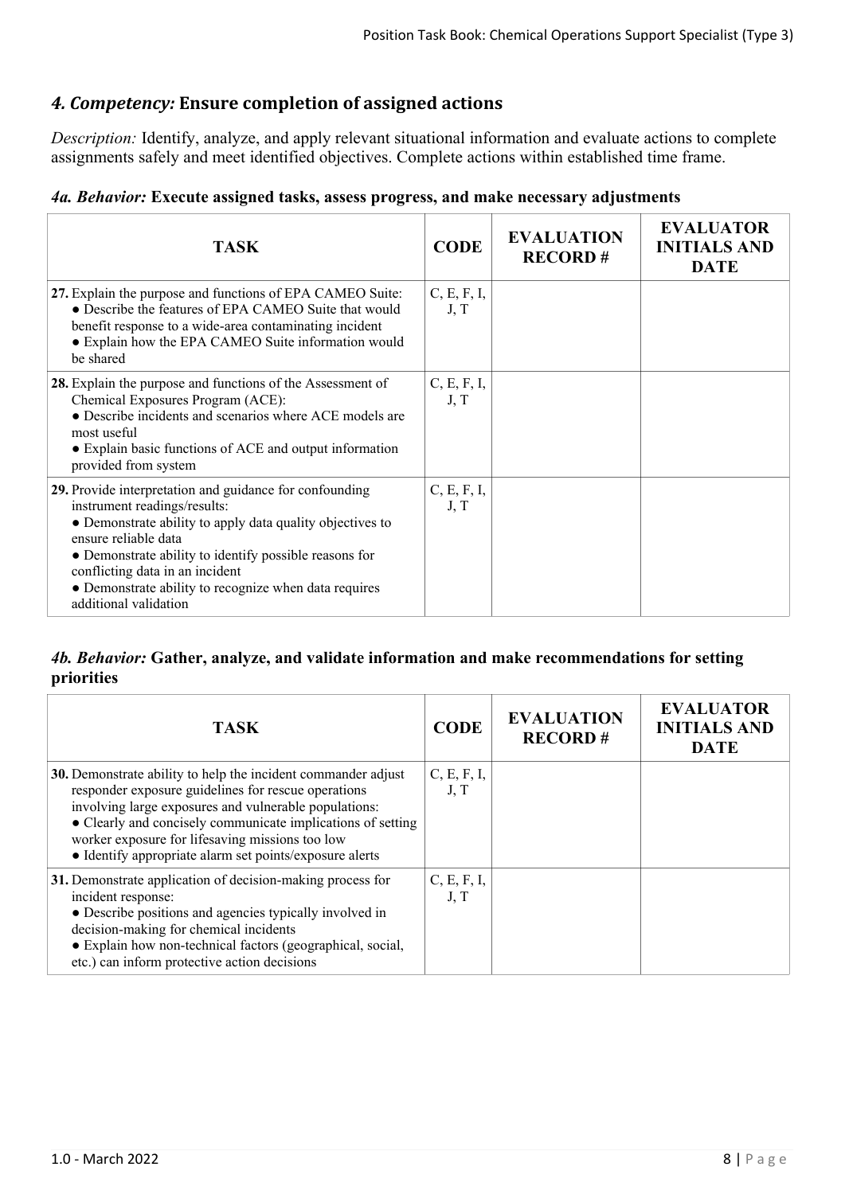## *4. Competency:* Ensure completion of assigned actions

*Description:* Identify, analyze, and apply relevant situational information and evaluate actions to complete assignments safely and meet identified objectives. Complete actions within established time frame.

### *4a. Behavior:* Execute assigned tasks, assess progress, and make necessary adjustments

| TASK | CODE | EVALUATION RECORD # | EVALUATOR INITIALS AND DATE |
|---|---|---|---|
| **27.** Explain the purpose and functions of EPA CAMEO Suite:<br>● Describe the features of EPA CAMEO Suite that would benefit response to a wide-area contaminating incident<br>● Explain how the EPA CAMEO Suite information would be shared | C, E, F, I, J, T | | |
| **28.** Explain the purpose and functions of the Assessment of Chemical Exposures Program (ACE):<br>● Describe incidents and scenarios where ACE models are most useful<br>● Explain basic functions of ACE and output information provided from system | C, E, F, I, J, T | | |
| **29.** Provide interpretation and guidance for confounding instrument readings/results:<br>● Demonstrate ability to apply data quality objectives to ensure reliable data<br>● Demonstrate ability to identify possible reasons for conflicting data in an incident<br>● Demonstrate ability to recognize when data requires additional validation | C, E, F, I, J, T | | |

### *4b. Behavior:* Gather, analyze, and validate information and make recommendations for setting priorities

| TASK | CODE | EVALUATION RECORD # | EVALUATOR INITIALS AND DATE |
|---|---|---|---|
| **30.** Demonstrate ability to help the incident commander adjust responder exposure guidelines for rescue operations involving large exposures and vulnerable populations:<br>● Clearly and concisely communicate implications of setting worker exposure for lifesaving missions too low<br>● Identify appropriate alarm set points/exposure alerts | C, E, F, I, J, T | | |
| **31.** Demonstrate application of decision-making process for incident response:<br>● Describe positions and agencies typically involved in decision-making for chemical incidents<br>● Explain how non-technical factors (geographical, social, etc.) can inform protective action decisions | C, E, F, I, J, T | | |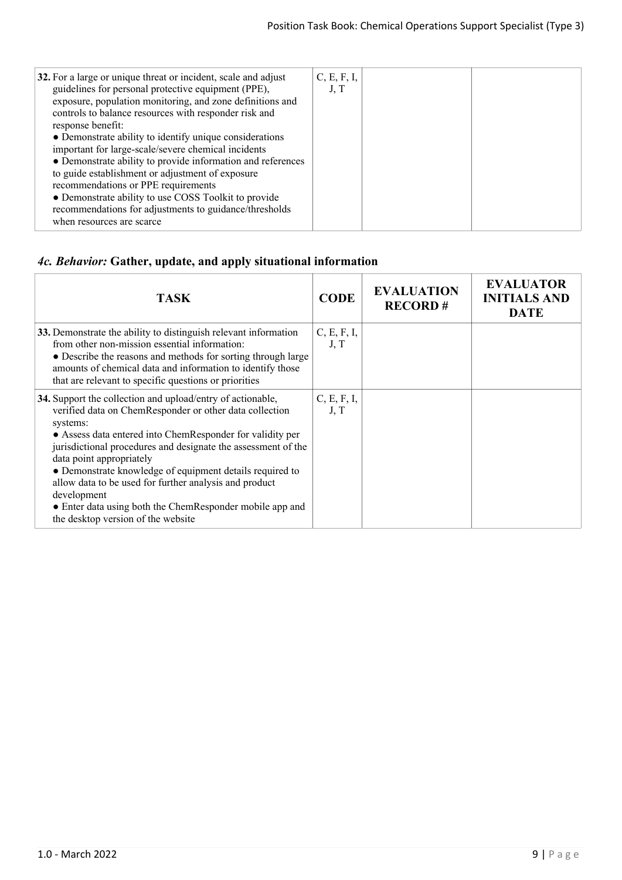| | | | |
|---|---|---|---|
| **32.** For a large or unique threat or incident, scale and adjust guidelines for personal protective equipment (PPE), exposure, population monitoring, and zone definitions and controls to balance resources with responder risk and response benefit:<br>● Demonstrate ability to identify unique considerations important for large-scale/severe chemical incidents<br>● Demonstrate ability to provide information and references to guide establishment or adjustment of exposure recommendations or PPE requirements<br>● Demonstrate ability to use COSS Toolkit to provide recommendations for adjustments to guidance/thresholds when resources are scarce | C, E, F, I, J, T | | |

### *4c. Behavior:* Gather, update, and apply situational information

| TASK | CODE | EVALUATION RECORD # | EVALUATOR INITIALS AND DATE |
|---|---|---|---|
| **33.** Demonstrate the ability to distinguish relevant information from other non-mission essential information:<br>● Describe the reasons and methods for sorting through large amounts of chemical data and information to identify those that are relevant to specific questions or priorities | C, E, F, I, J, T | | |
| **34.** Support the collection and upload/entry of actionable, verified data on ChemResponder or other data collection systems:<br>● Assess data entered into ChemResponder for validity per jurisdictional procedures and designate the assessment of the data point appropriately<br>● Demonstrate knowledge of equipment details required to allow data to be used for further analysis and product development<br>● Enter data using both the ChemResponder mobile app and the desktop version of the website | C, E, F, I, J, T | | |